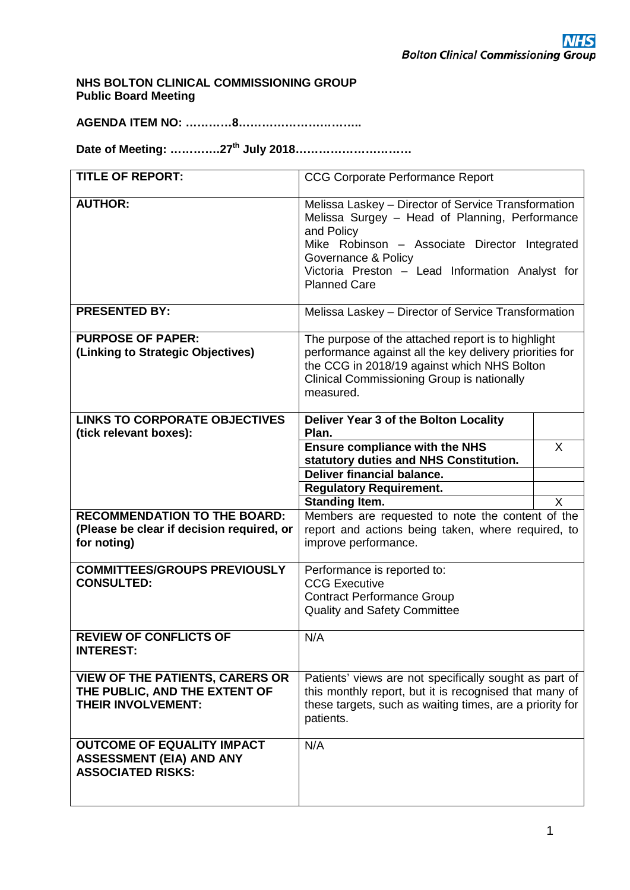**NHS Bolton Clinical Commissioning Group**

**NHS BOLTON CLINICAL COMMISSIONING GROUP**
**Public Board Meeting**

**AGENDA ITEM NO: …………8…………………………..**

**Date of Meeting: ………….27th July 2018…………………………**

| | | |
|---|---|---|
| **TITLE OF REPORT:** | CCG Corporate Performance Report | |
| **AUTHOR:** | Melissa Laskey – Director of Service Transformation<br>Melissa Surgey – Head of Planning, Performance and Policy<br>Mike Robinson – Associate Director Integrated Governance & Policy<br>Victoria Preston – Lead Information Analyst for Planned Care | |
| **PRESENTED BY:** | Melissa Laskey – Director of Service Transformation | |
| **PURPOSE OF PAPER:**<br>**(Linking to Strategic Objectives)** | The purpose of the attached report is to highlight performance against all the key delivery priorities for the CCG in 2018/19 against which NHS Bolton Clinical Commissioning Group is nationally measured. | |
| **LINKS TO CORPORATE OBJECTIVES (tick relevant boxes):** | **Deliver Year 3 of the Bolton Locality Plan.** | |
| | **Ensure compliance with the NHS statutory duties and NHS Constitution.** | X |
| | **Deliver financial balance.** | |
| | **Regulatory Requirement.** | |
| | **Standing Item.** | X |
| **RECOMMENDATION TO THE BOARD:**<br>**(Please be clear if decision required, or for noting)** | Members are requested to note the content of the report and actions being taken, where required, to improve performance. | |
| **COMMITTEES/GROUPS PREVIOUSLY CONSULTED:** | Performance is reported to:<br>CCG Executive<br>Contract Performance Group<br>Quality and Safety Committee | |
| **REVIEW OF CONFLICTS OF INTEREST:** | N/A | |
| **VIEW OF THE PATIENTS, CARERS OR THE PUBLIC, AND THE EXTENT OF THEIR INVOLVEMENT:** | Patients' views are not specifically sought as part of this monthly report, but it is recognised that many of these targets, such as waiting times, are a priority for patients. | |
| **OUTCOME OF EQUALITY IMPACT ASSESSMENT (EIA) AND ANY ASSOCIATED RISKS:** | N/A | |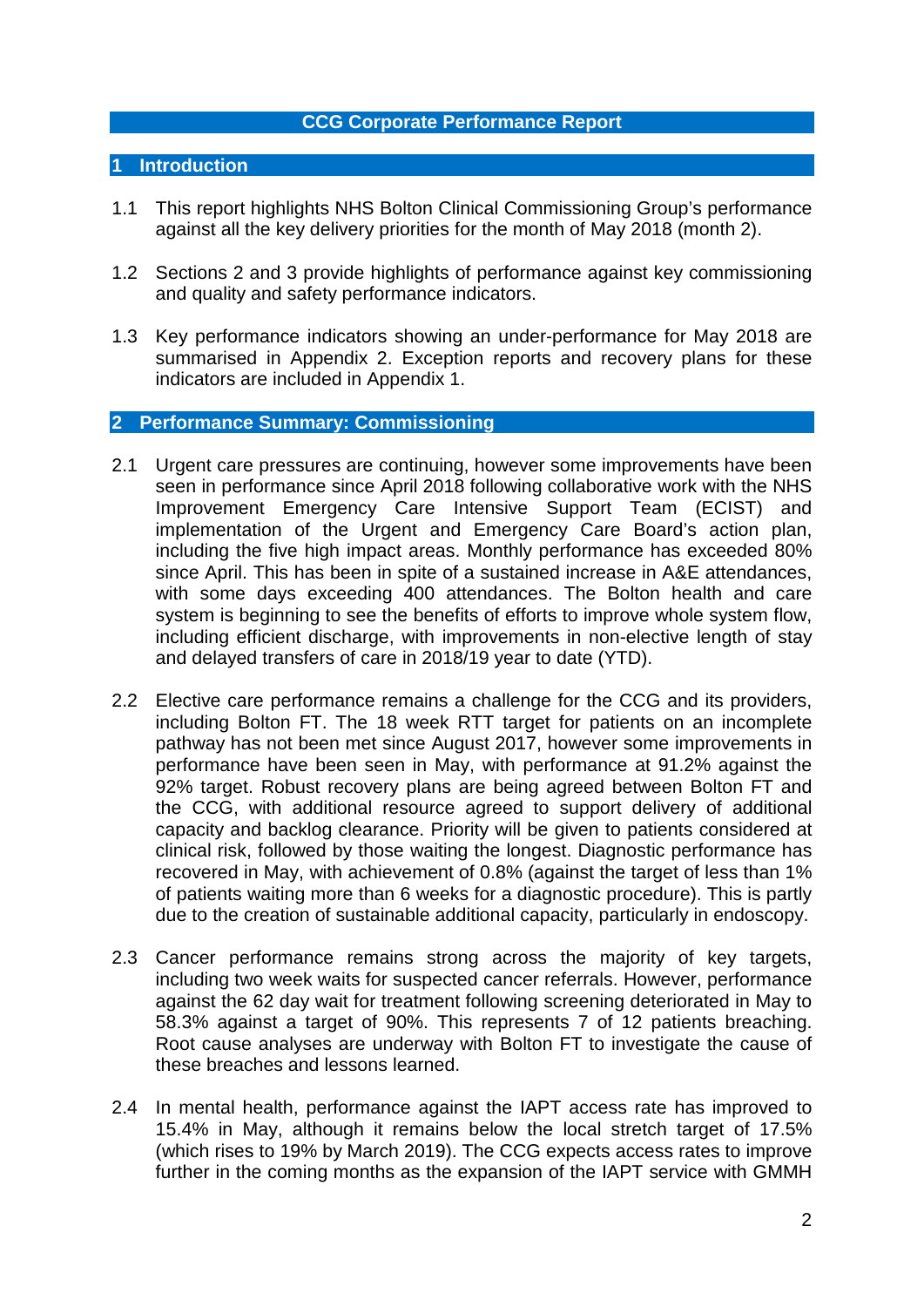# CCG Corporate Performance Report

## 1 Introduction

1.1 This report highlights NHS Bolton Clinical Commissioning Group's performance against all the key delivery priorities for the month of May 2018 (month 2).

1.2 Sections 2 and 3 provide highlights of performance against key commissioning and quality and safety performance indicators.

1.3 Key performance indicators showing an under-performance for May 2018 are summarised in Appendix 2. Exception reports and recovery plans for these indicators are included in Appendix 1.

## 2 Performance Summary: Commissioning

2.1 Urgent care pressures are continuing, however some improvements have been seen in performance since April 2018 following collaborative work with the NHS Improvement Emergency Care Intensive Support Team (ECIST) and implementation of the Urgent and Emergency Care Board's action plan, including the five high impact areas. Monthly performance has exceeded 80% since April. This has been in spite of a sustained increase in A&E attendances, with some days exceeding 400 attendances. The Bolton health and care system is beginning to see the benefits of efforts to improve whole system flow, including efficient discharge, with improvements in non-elective length of stay and delayed transfers of care in 2018/19 year to date (YTD).

2.2 Elective care performance remains a challenge for the CCG and its providers, including Bolton FT. The 18 week RTT target for patients on an incomplete pathway has not been met since August 2017, however some improvements in performance have been seen in May, with performance at 91.2% against the 92% target. Robust recovery plans are being agreed between Bolton FT and the CCG, with additional resource agreed to support delivery of additional capacity and backlog clearance. Priority will be given to patients considered at clinical risk, followed by those waiting the longest. Diagnostic performance has recovered in May, with achievement of 0.8% (against the target of less than 1% of patients waiting more than 6 weeks for a diagnostic procedure). This is partly due to the creation of sustainable additional capacity, particularly in endoscopy.

2.3 Cancer performance remains strong across the majority of key targets, including two week waits for suspected cancer referrals. However, performance against the 62 day wait for treatment following screening deteriorated in May to 58.3% against a target of 90%. This represents 7 of 12 patients breaching. Root cause analyses are underway with Bolton FT to investigate the cause of these breaches and lessons learned.

2.4 In mental health, performance against the IAPT access rate has improved to 15.4% in May, although it remains below the local stretch target of 17.5% (which rises to 19% by March 2019). The CCG expects access rates to improve further in the coming months as the expansion of the IAPT service with GMMH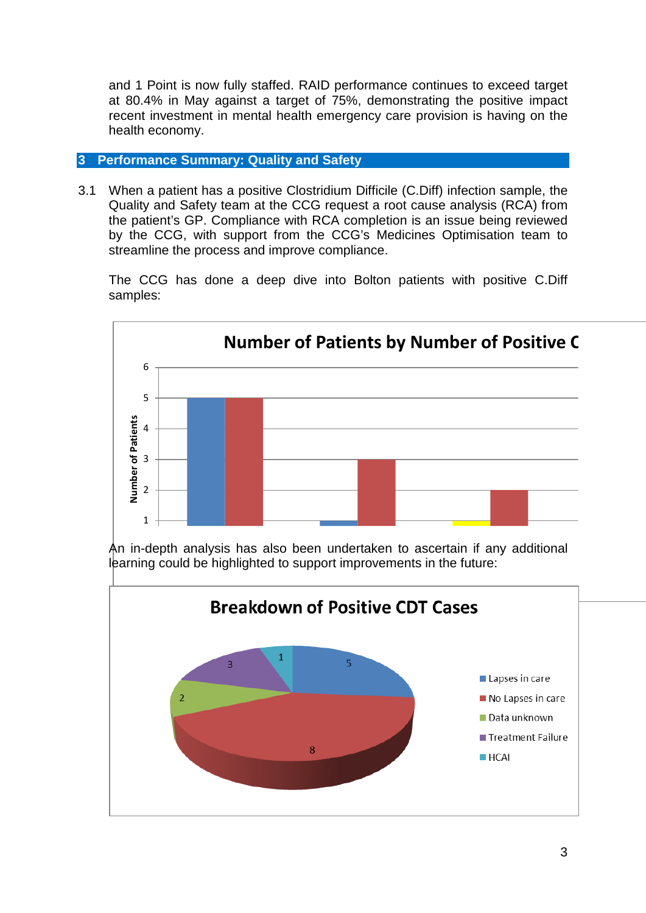and 1 Point is now fully staffed. RAID performance continues to exceed target at 80.4% in May against a target of 75%, demonstrating the positive impact recent investment in mental health emergency care provision is having on the health economy.

## 3 Performance Summary: Quality and Safety

3.1 When a patient has a positive Clostridium Difficile (C.Diff) infection sample, the Quality and Safety team at the CCG request a root cause analysis (RCA) from the patient's GP. Compliance with RCA completion is an issue being reviewed by the CCG, with support from the CCG's Medicines Optimisation team to streamline the process and improve compliance.

The CCG has done a deep dive into Bolton patients with positive C.Diff samples:

**Number of Patients by Number of Positive C**

An in-depth analysis has also been undertaken to ascertain if any additional learning could be highlighted to support improvements in the future:

**Breakdown of Positive CDT Cases**

| Category | Cases |
|---|---|
| Lapses in care | 5 |
| No Lapses in care | 8 |
| Data unknown | 2 |
| Treatment Failure | 3 |
| HCAI | 1 |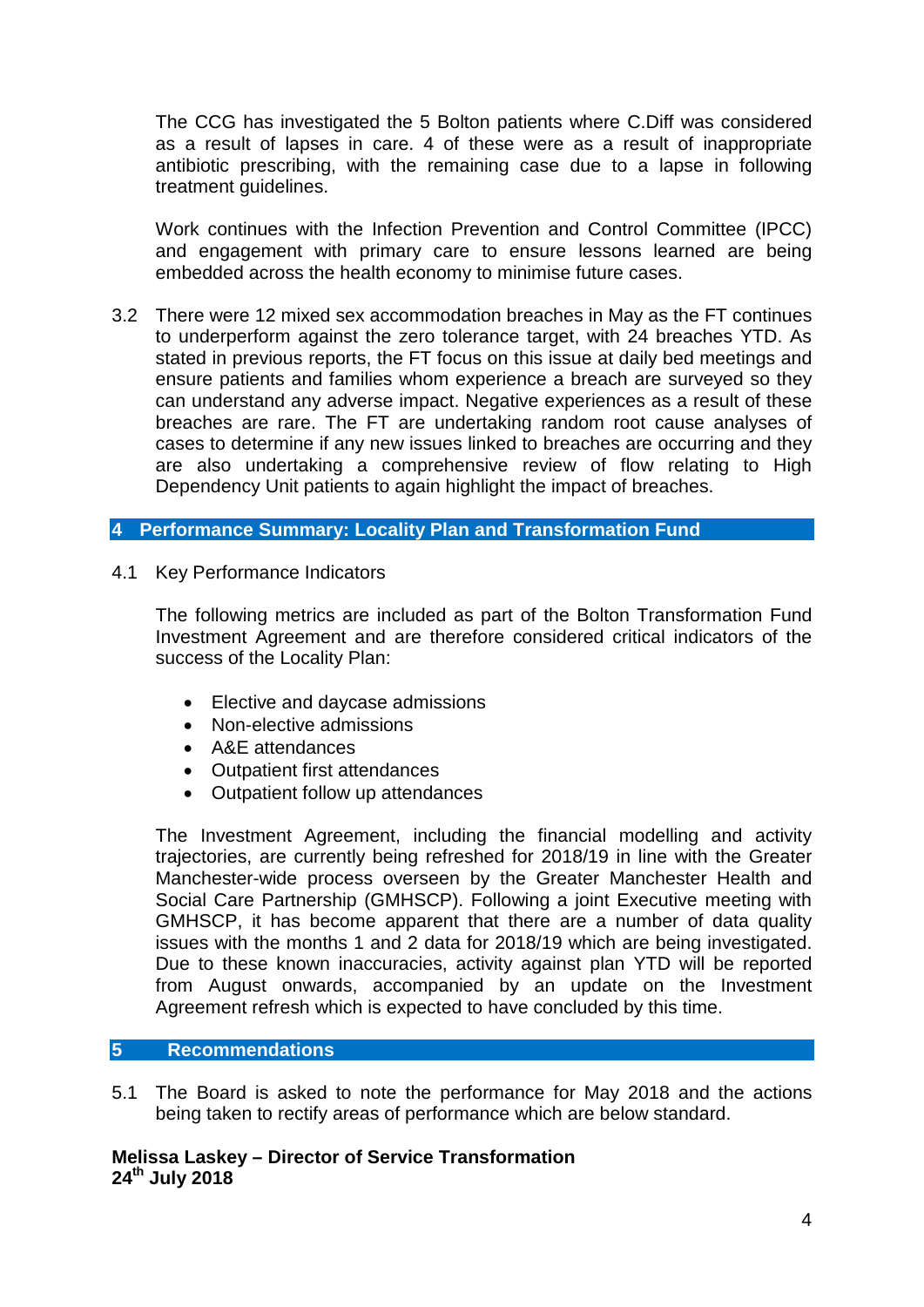The CCG has investigated the 5 Bolton patients where C.Diff was considered as a result of lapses in care. 4 of these were as a result of inappropriate antibiotic prescribing, with the remaining case due to a lapse in following treatment guidelines.

Work continues with the Infection Prevention and Control Committee (IPCC) and engagement with primary care to ensure lessons learned are being embedded across the health economy to minimise future cases.

3.2 There were 12 mixed sex accommodation breaches in May as the FT continues to underperform against the zero tolerance target, with 24 breaches YTD. As stated in previous reports, the FT focus on this issue at daily bed meetings and ensure patients and families whom experience a breach are surveyed so they can understand any adverse impact. Negative experiences as a result of these breaches are rare. The FT are undertaking random root cause analyses of cases to determine if any new issues linked to breaches are occurring and they are also undertaking a comprehensive review of flow relating to High Dependency Unit patients to again highlight the impact of breaches.

## 4 Performance Summary: Locality Plan and Transformation Fund

4.1 Key Performance Indicators

The following metrics are included as part of the Bolton Transformation Fund Investment Agreement and are therefore considered critical indicators of the success of the Locality Plan:

- Elective and daycase admissions
- Non-elective admissions
- A&E attendances
- Outpatient first attendances
- Outpatient follow up attendances

The Investment Agreement, including the financial modelling and activity trajectories, are currently being refreshed for 2018/19 in line with the Greater Manchester-wide process overseen by the Greater Manchester Health and Social Care Partnership (GMHSCP). Following a joint Executive meeting with GMHSCP, it has become apparent that there are a number of data quality issues with the months 1 and 2 data for 2018/19 which are being investigated. Due to these known inaccuracies, activity against plan YTD will be reported from August onwards, accompanied by an update on the Investment Agreement refresh which is expected to have concluded by this time.

## 5 Recommendations

5.1 The Board is asked to note the performance for May 2018 and the actions being taken to rectify areas of performance which are below standard.

**Melissa Laskey – Director of Service Transformation**
**24th July 2018**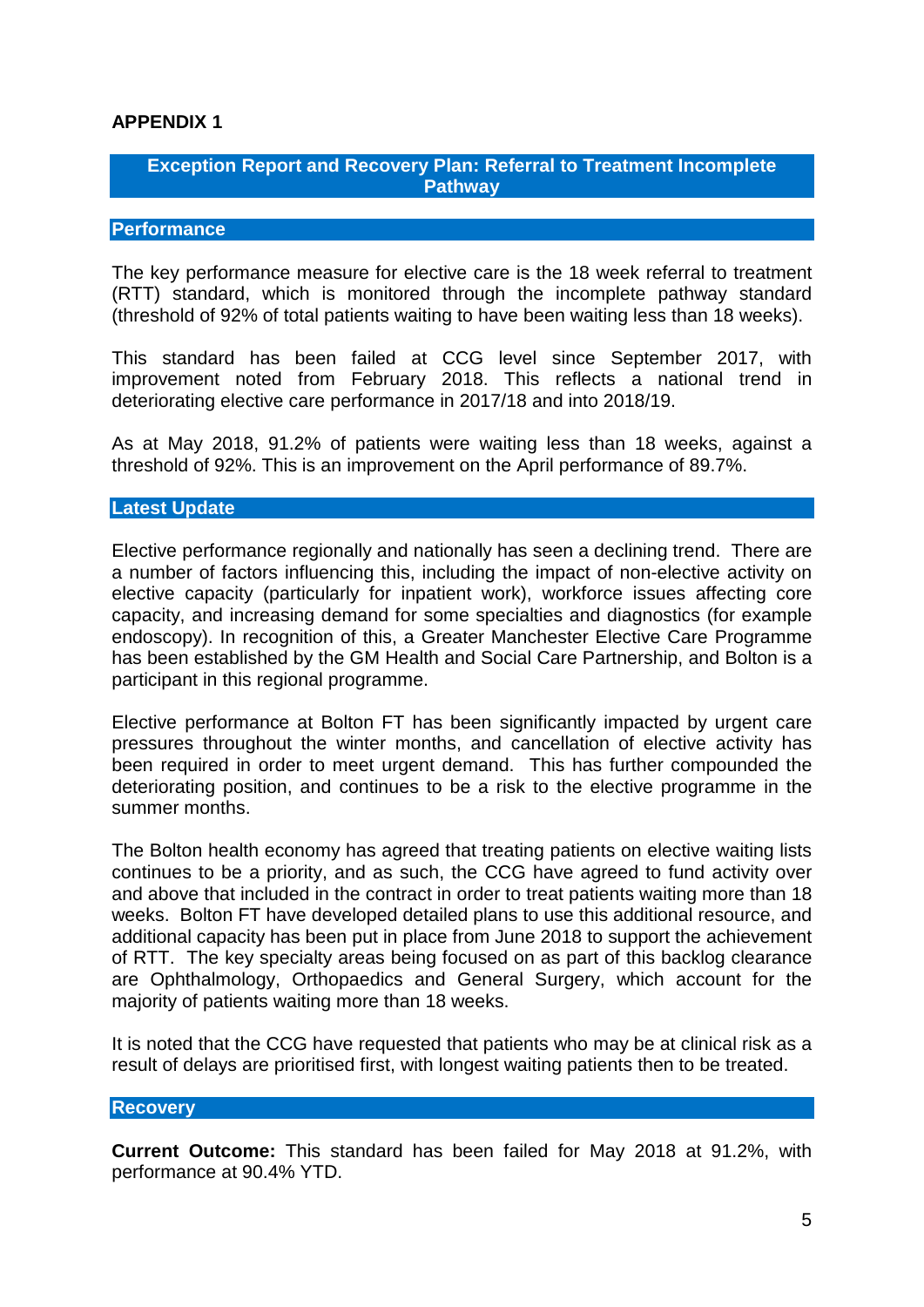**APPENDIX 1**

## Exception Report and Recovery Plan: Referral to Treatment Incomplete Pathway

### Performance

The key performance measure for elective care is the 18 week referral to treatment (RTT) standard, which is monitored through the incomplete pathway standard (threshold of 92% of total patients waiting to have been waiting less than 18 weeks).

This standard has been failed at CCG level since September 2017, with improvement noted from February 2018. This reflects a national trend in deteriorating elective care performance in 2017/18 and into 2018/19.

As at May 2018, 91.2% of patients were waiting less than 18 weeks, against a threshold of 92%. This is an improvement on the April performance of 89.7%.

### Latest Update

Elective performance regionally and nationally has seen a declining trend. There are a number of factors influencing this, including the impact of non-elective activity on elective capacity (particularly for inpatient work), workforce issues affecting core capacity, and increasing demand for some specialties and diagnostics (for example endoscopy). In recognition of this, a Greater Manchester Elective Care Programme has been established by the GM Health and Social Care Partnership, and Bolton is a participant in this regional programme.

Elective performance at Bolton FT has been significantly impacted by urgent care pressures throughout the winter months, and cancellation of elective activity has been required in order to meet urgent demand. This has further compounded the deteriorating position, and continues to be a risk to the elective programme in the summer months.

The Bolton health economy has agreed that treating patients on elective waiting lists continues to be a priority, and as such, the CCG have agreed to fund activity over and above that included in the contract in order to treat patients waiting more than 18 weeks. Bolton FT have developed detailed plans to use this additional resource, and additional capacity has been put in place from June 2018 to support the achievement of RTT. The key specialty areas being focused on as part of this backlog clearance are Ophthalmology, Orthopaedics and General Surgery, which account for the majority of patients waiting more than 18 weeks.

It is noted that the CCG have requested that patients who may be at clinical risk as a result of delays are prioritised first, with longest waiting patients then to be treated.

### Recovery

**Current Outcome:** This standard has been failed for May 2018 at 91.2%, with performance at 90.4% YTD.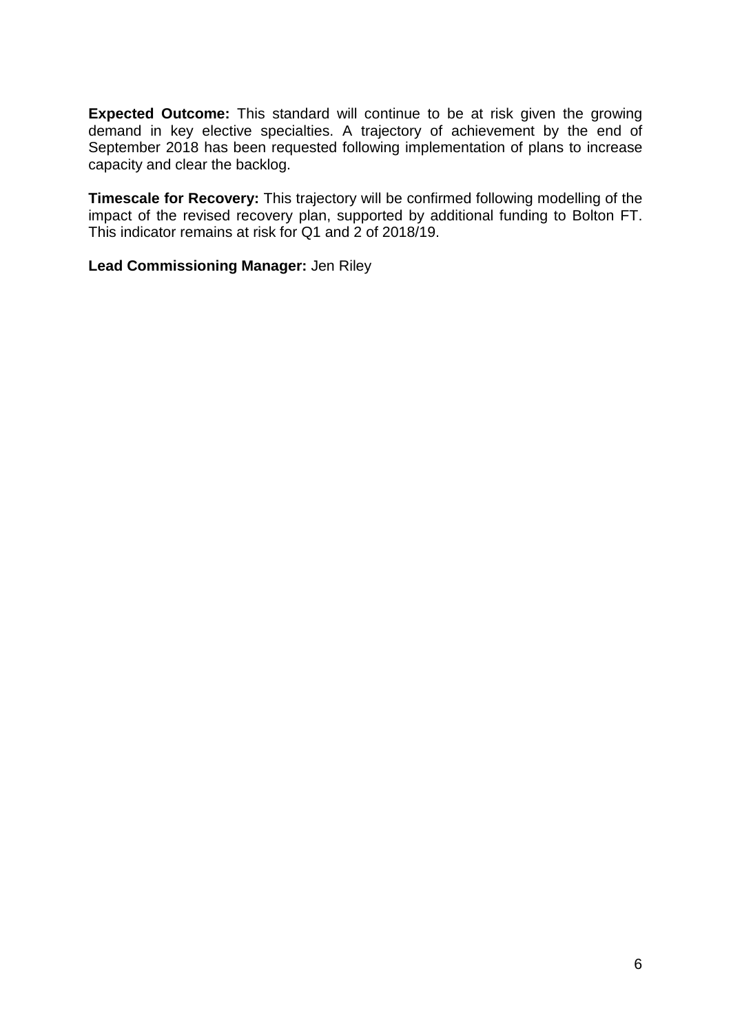**Expected Outcome:** This standard will continue to be at risk given the growing demand in key elective specialties. A trajectory of achievement by the end of September 2018 has been requested following implementation of plans to increase capacity and clear the backlog.

**Timescale for Recovery:** This trajectory will be confirmed following modelling of the impact of the revised recovery plan, supported by additional funding to Bolton FT. This indicator remains at risk for Q1 and 2 of 2018/19.

**Lead Commissioning Manager:** Jen Riley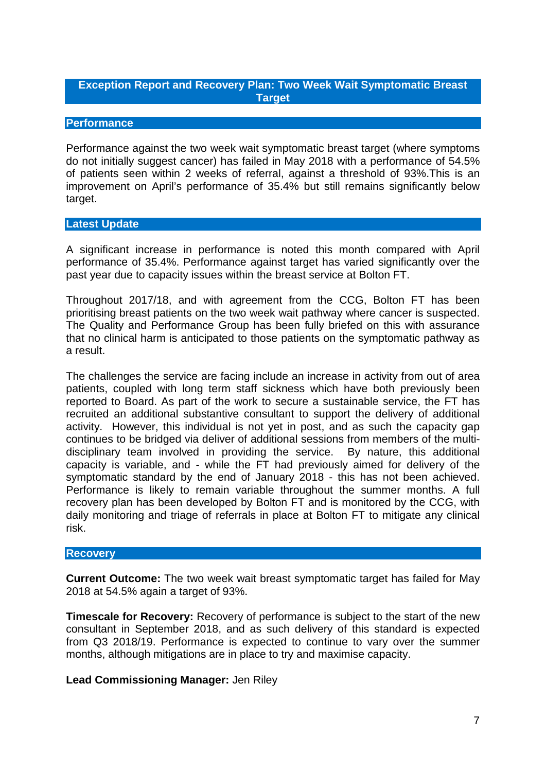## Exception Report and Recovery Plan: Two Week Wait Symptomatic Breast Target

### Performance

Performance against the two week wait symptomatic breast target (where symptoms do not initially suggest cancer) has failed in May 2018 with a performance of 54.5% of patients seen within 2 weeks of referral, against a threshold of 93%.This is an improvement on April's performance of 35.4% but still remains significantly below target.

### Latest Update

A significant increase in performance is noted this month compared with April performance of 35.4%. Performance against target has varied significantly over the past year due to capacity issues within the breast service at Bolton FT.

Throughout 2017/18, and with agreement from the CCG, Bolton FT has been prioritising breast patients on the two week wait pathway where cancer is suspected. The Quality and Performance Group has been fully briefed on this with assurance that no clinical harm is anticipated to those patients on the symptomatic pathway as a result.

The challenges the service are facing include an increase in activity from out of area patients, coupled with long term staff sickness which have both previously been reported to Board. As part of the work to secure a sustainable service, the FT has recruited an additional substantive consultant to support the delivery of additional activity. However, this individual is not yet in post, and as such the capacity gap continues to be bridged via deliver of additional sessions from members of the multi-disciplinary team involved in providing the service. By nature, this additional capacity is variable, and - while the FT had previously aimed for delivery of the symptomatic standard by the end of January 2018 - this has not been achieved. Performance is likely to remain variable throughout the summer months. A full recovery plan has been developed by Bolton FT and is monitored by the CCG, with daily monitoring and triage of referrals in place at Bolton FT to mitigate any clinical risk.

### Recovery

**Current Outcome:** The two week wait breast symptomatic target has failed for May 2018 at 54.5% again a target of 93%.

**Timescale for Recovery:** Recovery of performance is subject to the start of the new consultant in September 2018, and as such delivery of this standard is expected from Q3 2018/19. Performance is expected to continue to vary over the summer months, although mitigations are in place to try and maximise capacity.

**Lead Commissioning Manager:** Jen Riley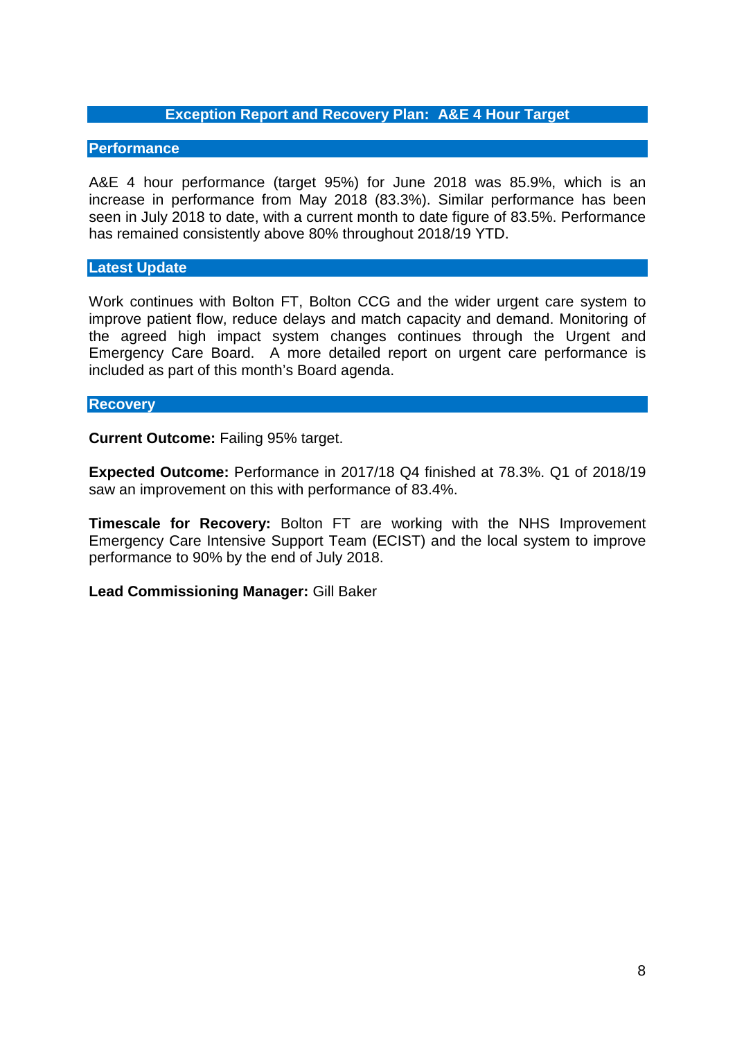## Exception Report and Recovery Plan: A&E 4 Hour Target

### Performance

A&E 4 hour performance (target 95%) for June 2018 was 85.9%, which is an increase in performance from May 2018 (83.3%). Similar performance has been seen in July 2018 to date, with a current month to date figure of 83.5%. Performance has remained consistently above 80% throughout 2018/19 YTD.

### Latest Update

Work continues with Bolton FT, Bolton CCG and the wider urgent care system to improve patient flow, reduce delays and match capacity and demand. Monitoring of the agreed high impact system changes continues through the Urgent and Emergency Care Board. A more detailed report on urgent care performance is included as part of this month's Board agenda.

### Recovery

**Current Outcome:** Failing 95% target.

**Expected Outcome:** Performance in 2017/18 Q4 finished at 78.3%. Q1 of 2018/19 saw an improvement on this with performance of 83.4%.

**Timescale for Recovery:** Bolton FT are working with the NHS Improvement Emergency Care Intensive Support Team (ECIST) and the local system to improve performance to 90% by the end of July 2018.

**Lead Commissioning Manager:** Gill Baker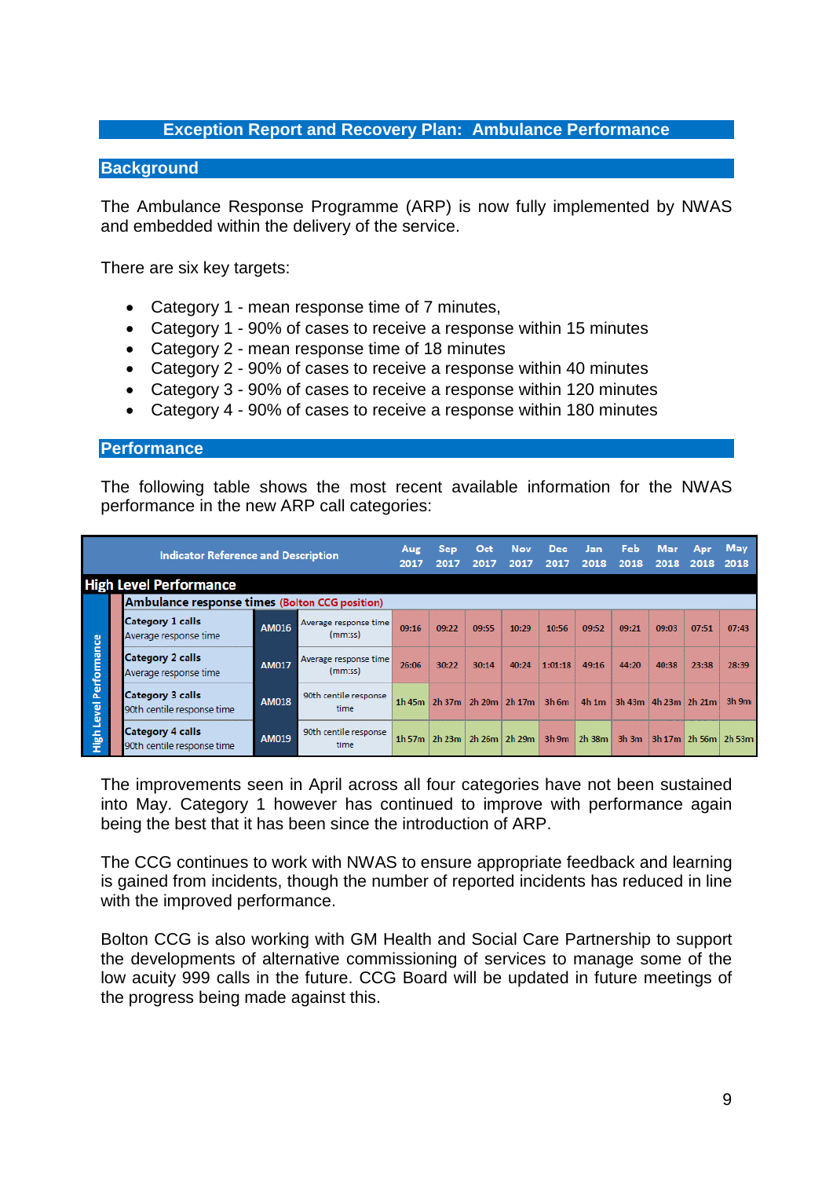## Exception Report and Recovery Plan: Ambulance Performance

### Background

The Ambulance Response Programme (ARP) is now fully implemented by NWAS and embedded within the delivery of the service.

There are six key targets:

- Category 1 - mean response time of 7 minutes,
- Category 1 - 90% of cases to receive a response within 15 minutes
- Category 2 - mean response time of 18 minutes
- Category 2 - 90% of cases to receive a response within 40 minutes
- Category 3 - 90% of cases to receive a response within 120 minutes
- Category 4 - 90% of cases to receive a response within 180 minutes

### Performance

The following table shows the most recent available information for the NWAS performance in the new ARP call categories:

| Indicator Reference and Description | | | Aug 2017 | Sep 2017 | Oct 2017 | Nov 2017 | Dec 2017 | Jan 2018 | Feb 2018 | Mar 2018 | Apr 2018 | May 2018 |
|---|---|---|---|---|---|---|---|---|---|---|---|---|
| **High Level Performance** | | | | | | | | | | | | |
| **Ambulance response times** (Bolton CCG position) | | | | | | | | | | | | |
| **Category 1 calls** Average response time | AM016 | Average response time (mm:ss) | 09:16 | 09:22 | 09:55 | 10:29 | 10:56 | 09:52 | 09:21 | 09:03 | 07:51 | 07:43 |
| **Category 2 calls** Average response time | AM017 | Average response time (mm:ss) | 26:06 | 30:22 | 30:14 | 40:24 | 1:01:18 | 49:16 | 44:20 | 40:38 | 23:38 | 28:39 |
| **Category 3 calls** 90th centile response time | AM018 | 90th centile response time | 1h 45m | 2h 37m | 2h 20m | 2h 17m | 3h 6m | 4h 1m | 3h 43m | 4h 23m | 2h 21m | 3h 9m |
| **Category 4 calls** 90th centile response time | AM019 | 90th centile response time | 1h 57m | 2h 23m | 2h 26m | 2h 29m | 3h 9m | 2h 38m | 3h 3m | 3h 17m | 2h 56m | 2h 53m |

The improvements seen in April across all four categories have not been sustained into May. Category 1 however has continued to improve with performance again being the best that it has been since the introduction of ARP.

The CCG continues to work with NWAS to ensure appropriate feedback and learning is gained from incidents, though the number of reported incidents has reduced in line with the improved performance.

Bolton CCG is also working with GM Health and Social Care Partnership to support the developments of alternative commissioning of services to manage some of the low acuity 999 calls in the future. CCG Board will be updated in future meetings of the progress being made against this.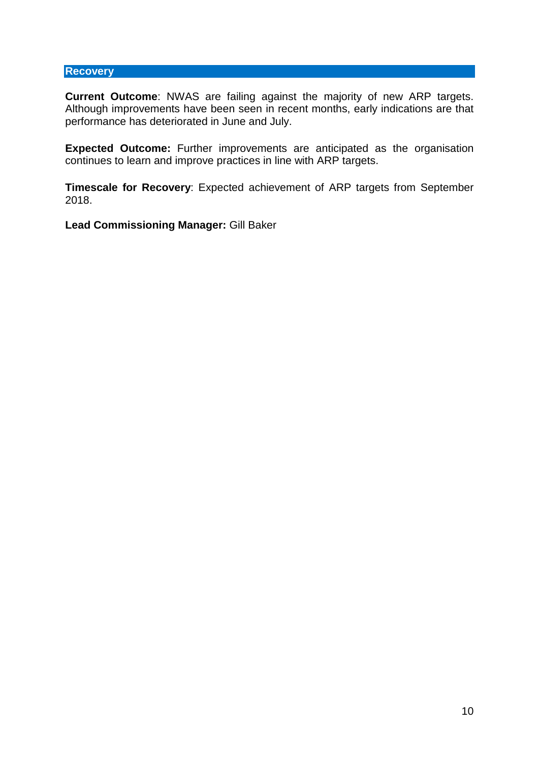## Recovery

**Current Outcome**: NWAS are failing against the majority of new ARP targets. Although improvements have been seen in recent months, early indications are that performance has deteriorated in June and July.

**Expected Outcome:** Further improvements are anticipated as the organisation continues to learn and improve practices in line with ARP targets.

**Timescale for Recovery**: Expected achievement of ARP targets from September 2018.

**Lead Commissioning Manager:** Gill Baker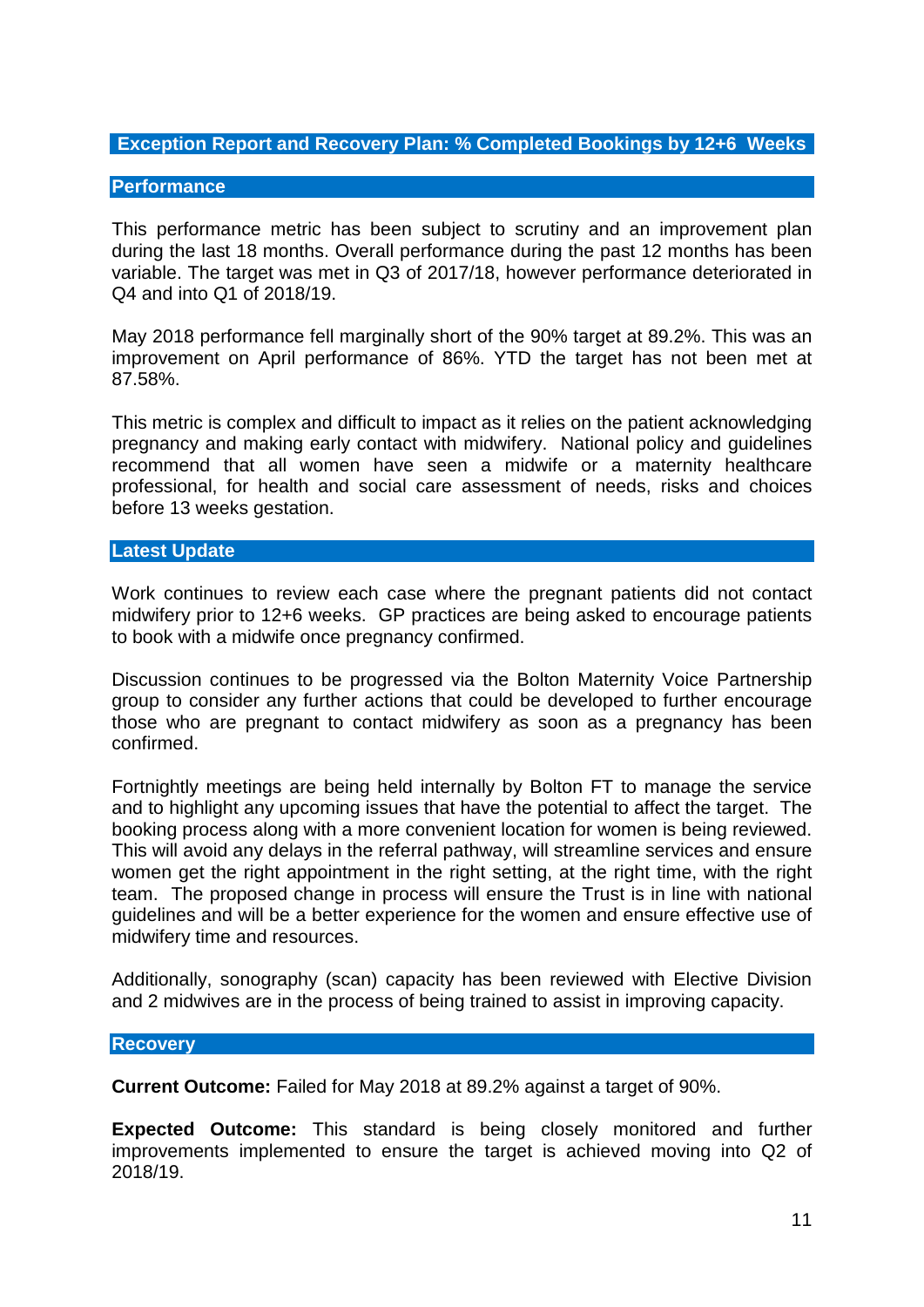## Exception Report and Recovery Plan: % Completed Bookings by 12+6 Weeks

### Performance

This performance metric has been subject to scrutiny and an improvement plan during the last 18 months. Overall performance during the past 12 months has been variable. The target was met in Q3 of 2017/18, however performance deteriorated in Q4 and into Q1 of 2018/19.

May 2018 performance fell marginally short of the 90% target at 89.2%. This was an improvement on April performance of 86%. YTD the target has not been met at 87.58%.

This metric is complex and difficult to impact as it relies on the patient acknowledging pregnancy and making early contact with midwifery. National policy and guidelines recommend that all women have seen a midwife or a maternity healthcare professional, for health and social care assessment of needs, risks and choices before 13 weeks gestation.

### Latest Update

Work continues to review each case where the pregnant patients did not contact midwifery prior to 12+6 weeks. GP practices are being asked to encourage patients to book with a midwife once pregnancy confirmed.

Discussion continues to be progressed via the Bolton Maternity Voice Partnership group to consider any further actions that could be developed to further encourage those who are pregnant to contact midwifery as soon as a pregnancy has been confirmed.

Fortnightly meetings are being held internally by Bolton FT to manage the service and to highlight any upcoming issues that have the potential to affect the target. The booking process along with a more convenient location for women is being reviewed. This will avoid any delays in the referral pathway, will streamline services and ensure women get the right appointment in the right setting, at the right time, with the right team. The proposed change in process will ensure the Trust is in line with national guidelines and will be a better experience for the women and ensure effective use of midwifery time and resources.

Additionally, sonography (scan) capacity has been reviewed with Elective Division and 2 midwives are in the process of being trained to assist in improving capacity.

### Recovery

**Current Outcome:** Failed for May 2018 at 89.2% against a target of 90%.

**Expected Outcome:** This standard is being closely monitored and further improvements implemented to ensure the target is achieved moving into Q2 of 2018/19.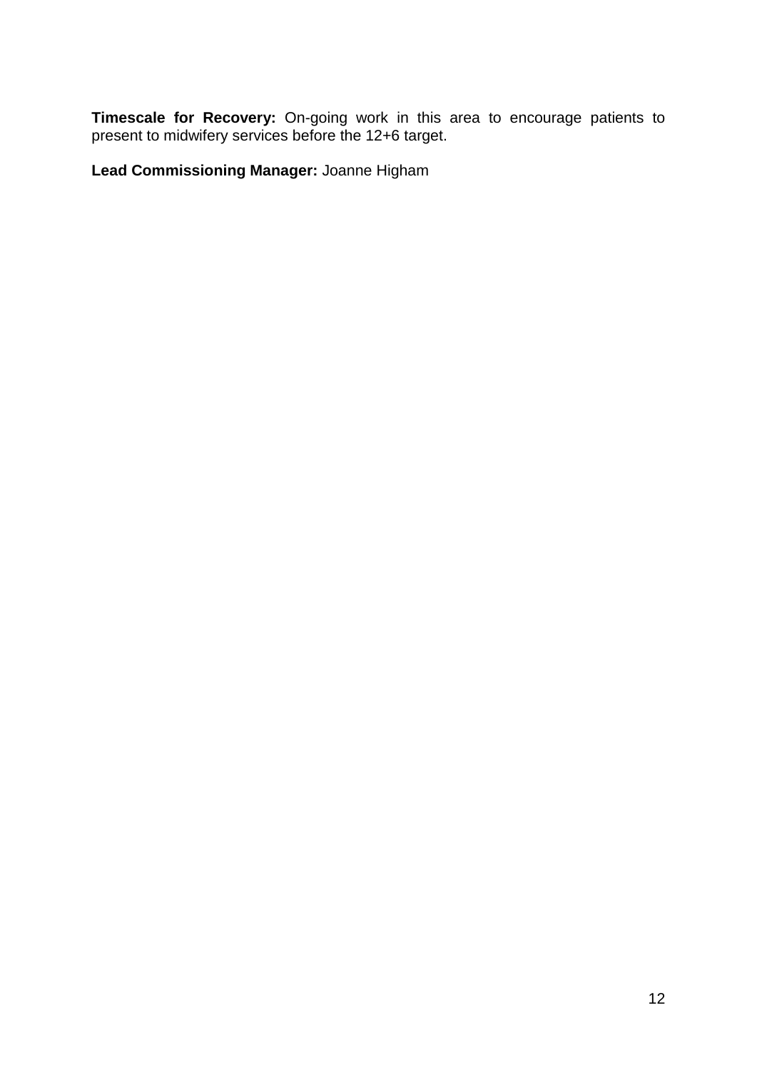**Timescale for Recovery:** On-going work in this area to encourage patients to present to midwifery services before the 12+6 target.

**Lead Commissioning Manager:** Joanne Higham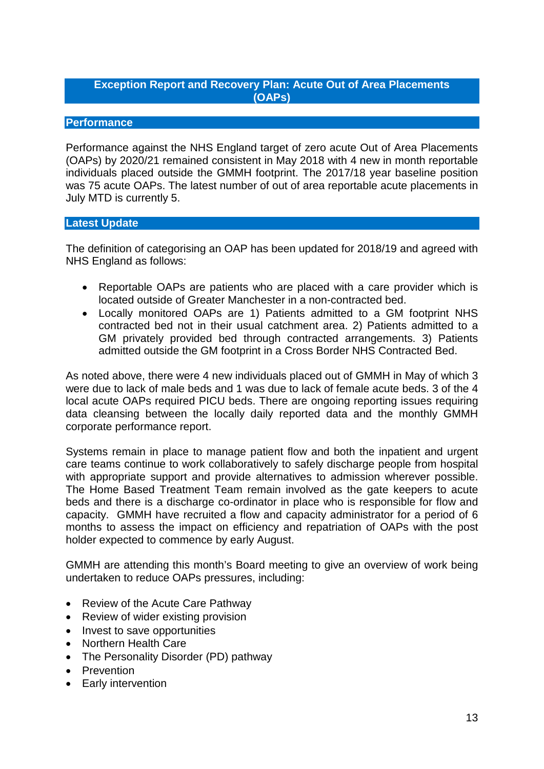## Exception Report and Recovery Plan: Acute Out of Area Placements (OAPs)

### Performance

Performance against the NHS England target of zero acute Out of Area Placements (OAPs) by 2020/21 remained consistent in May 2018 with 4 new in month reportable individuals placed outside the GMMH footprint. The 2017/18 year baseline position was 75 acute OAPs. The latest number of out of area reportable acute placements in July MTD is currently 5.

### Latest Update

The definition of categorising an OAP has been updated for 2018/19 and agreed with NHS England as follows:

- Reportable OAPs are patients who are placed with a care provider which is located outside of Greater Manchester in a non-contracted bed.
- Locally monitored OAPs are 1) Patients admitted to a GM footprint NHS contracted bed not in their usual catchment area. 2) Patients admitted to a GM privately provided bed through contracted arrangements. 3) Patients admitted outside the GM footprint in a Cross Border NHS Contracted Bed.

As noted above, there were 4 new individuals placed out of GMMH in May of which 3 were due to lack of male beds and 1 was due to lack of female acute beds. 3 of the 4 local acute OAPs required PICU beds. There are ongoing reporting issues requiring data cleansing between the locally daily reported data and the monthly GMMH corporate performance report.

Systems remain in place to manage patient flow and both the inpatient and urgent care teams continue to work collaboratively to safely discharge people from hospital with appropriate support and provide alternatives to admission wherever possible. The Home Based Treatment Team remain involved as the gate keepers to acute beds and there is a discharge co-ordinator in place who is responsible for flow and capacity. GMMH have recruited a flow and capacity administrator for a period of 6 months to assess the impact on efficiency and repatriation of OAPs with the post holder expected to commence by early August.

GMMH are attending this month's Board meeting to give an overview of work being undertaken to reduce OAPs pressures, including:

- Review of the Acute Care Pathway
- Review of wider existing provision
- Invest to save opportunities
- Northern Health Care
- The Personality Disorder (PD) pathway
- Prevention
- Early intervention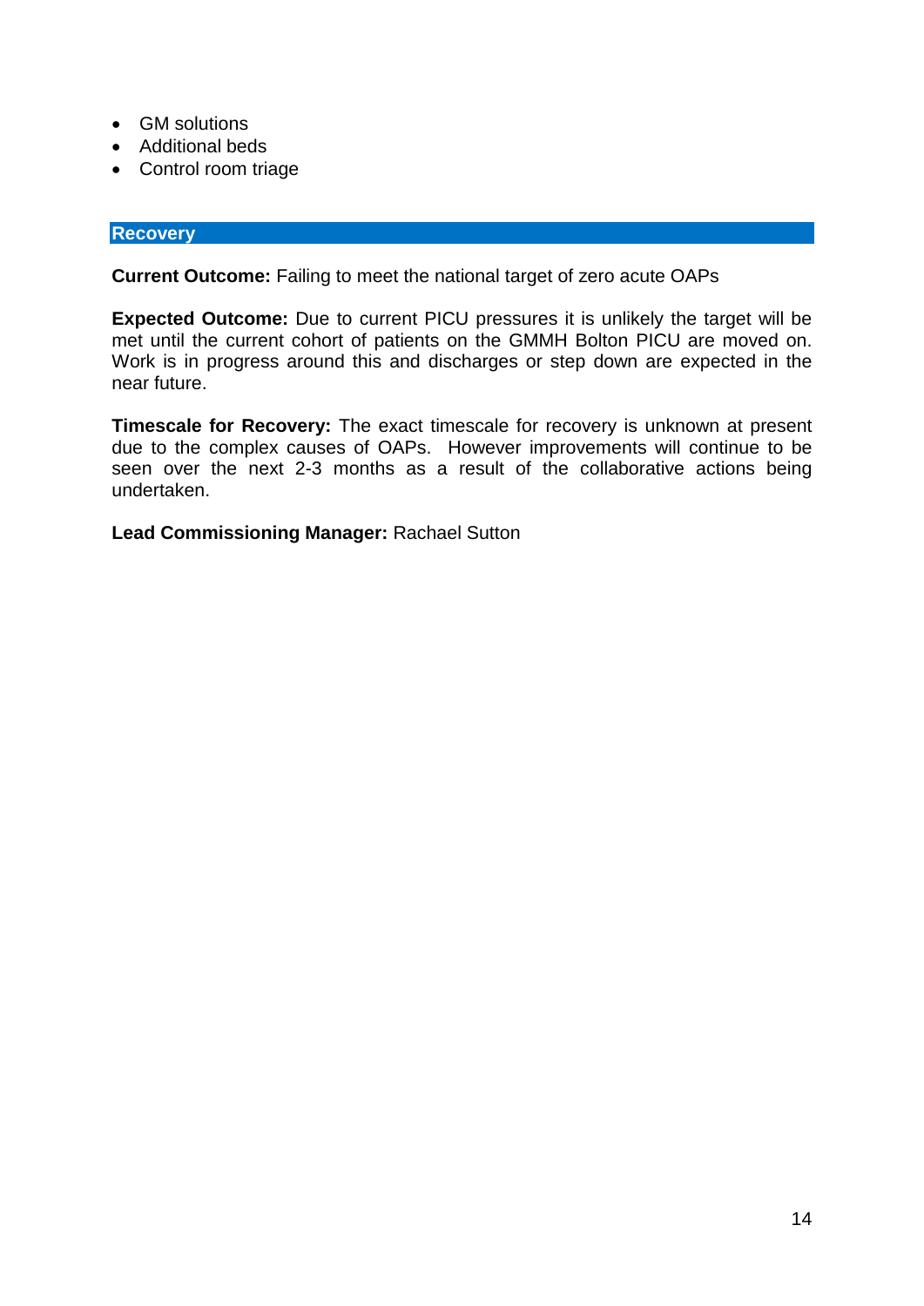- GM solutions
- Additional beds
- Control room triage

## Recovery

**Current Outcome:** Failing to meet the national target of zero acute OAPs

**Expected Outcome:** Due to current PICU pressures it is unlikely the target will be met until the current cohort of patients on the GMMH Bolton PICU are moved on. Work is in progress around this and discharges or step down are expected in the near future.

**Timescale for Recovery:** The exact timescale for recovery is unknown at present due to the complex causes of OAPs. However improvements will continue to be seen over the next 2-3 months as a result of the collaborative actions being undertaken.

**Lead Commissioning Manager:** Rachael Sutton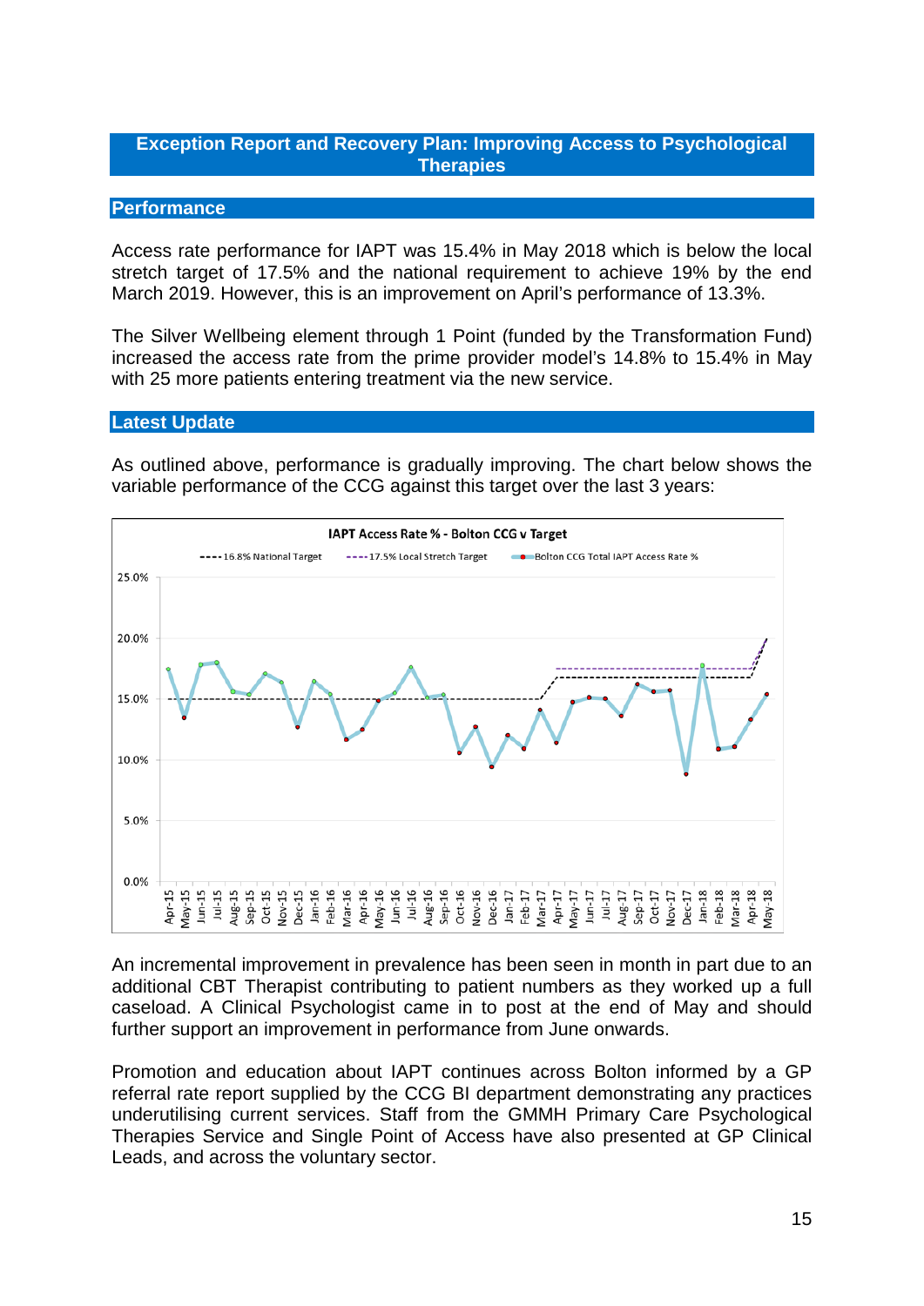# Exception Report and Recovery Plan: Improving Access to Psychological Therapies

## Performance

Access rate performance for IAPT was 15.4% in May 2018 which is below the local stretch target of 17.5% and the national requirement to achieve 19% by the end March 2019. However, this is an improvement on April's performance of 13.3%.

The Silver Wellbeing element through 1 Point (funded by the Transformation Fund) increased the access rate from the prime provider model's 14.8% to 15.4% in May with 25 more patients entering treatment via the new service.

## Latest Update

As outlined above, performance is gradually improving. The chart below shows the variable performance of the CCG against this target over the last 3 years:

**IAPT Access Rate % - Bolton CCG v Target**

Legend: 16.8% National Target; 17.5% Local Stretch Target; Bolton CCG Total IAPT Access Rate %

An incremental improvement in prevalence has been seen in month in part due to an additional CBT Therapist contributing to patient numbers as they worked up a full caseload. A Clinical Psychologist came in to post at the end of May and should further support an improvement in performance from June onwards.

Promotion and education about IAPT continues across Bolton informed by a GP referral rate report supplied by the CCG BI department demonstrating any practices underutilising current services. Staff from the GMMH Primary Care Psychological Therapies Service and Single Point of Access have also presented at GP Clinical Leads, and across the voluntary sector.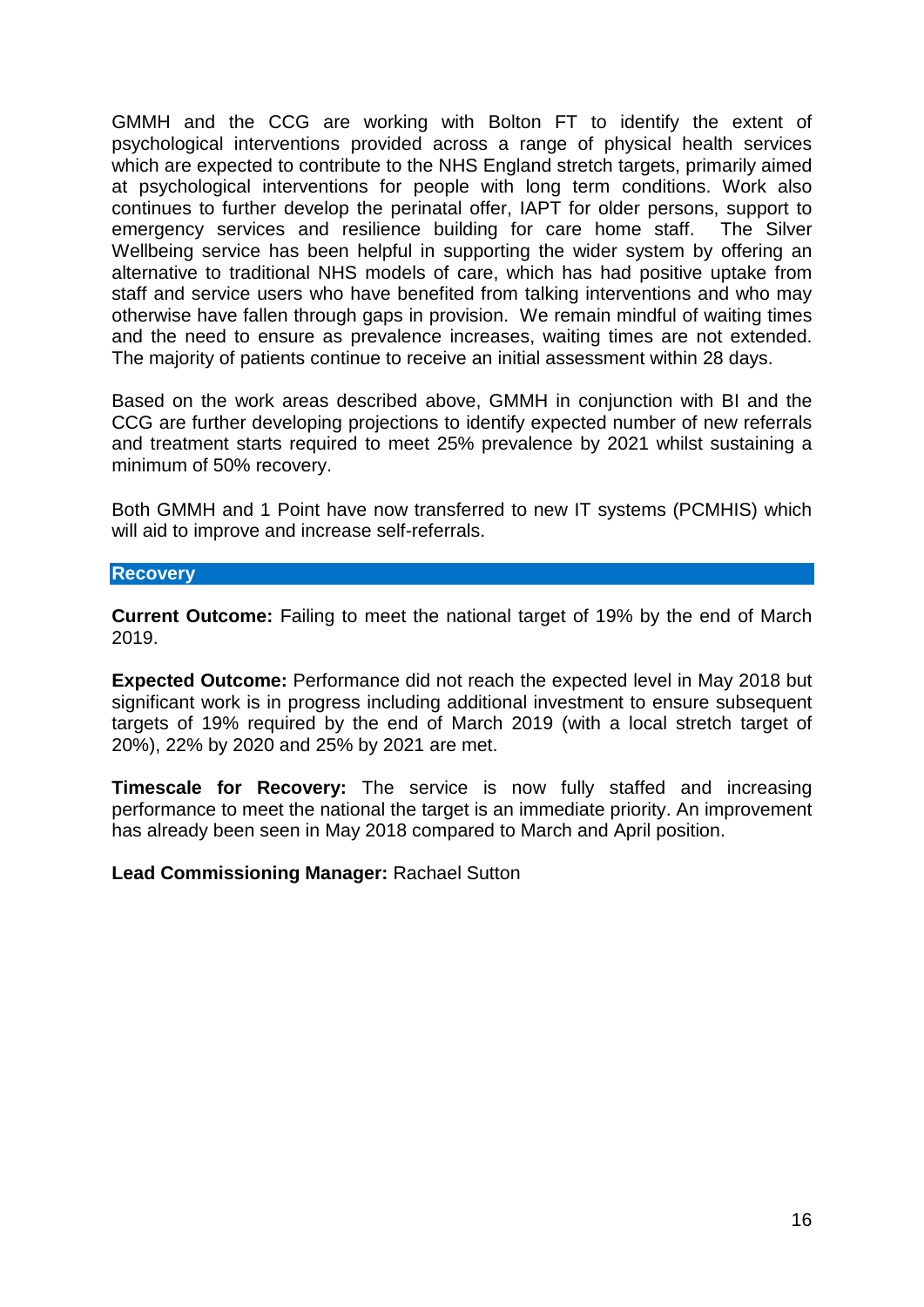GMMH and the CCG are working with Bolton FT to identify the extent of psychological interventions provided across a range of physical health services which are expected to contribute to the NHS England stretch targets, primarily aimed at psychological interventions for people with long term conditions. Work also continues to further develop the perinatal offer, IAPT for older persons, support to emergency services and resilience building for care home staff. The Silver Wellbeing service has been helpful in supporting the wider system by offering an alternative to traditional NHS models of care, which has had positive uptake from staff and service users who have benefited from talking interventions and who may otherwise have fallen through gaps in provision. We remain mindful of waiting times and the need to ensure as prevalence increases, waiting times are not extended. The majority of patients continue to receive an initial assessment within 28 days.

Based on the work areas described above, GMMH in conjunction with BI and the CCG are further developing projections to identify expected number of new referrals and treatment starts required to meet 25% prevalence by 2021 whilst sustaining a minimum of 50% recovery.

Both GMMH and 1 Point have now transferred to new IT systems (PCMHIS) which will aid to improve and increase self-referrals.

## Recovery

**Current Outcome:** Failing to meet the national target of 19% by the end of March 2019.

**Expected Outcome:** Performance did not reach the expected level in May 2018 but significant work is in progress including additional investment to ensure subsequent targets of 19% required by the end of March 2019 (with a local stretch target of 20%), 22% by 2020 and 25% by 2021 are met.

**Timescale for Recovery:** The service is now fully staffed and increasing performance to meet the national the target is an immediate priority. An improvement has already been seen in May 2018 compared to March and April position.

**Lead Commissioning Manager:** Rachael Sutton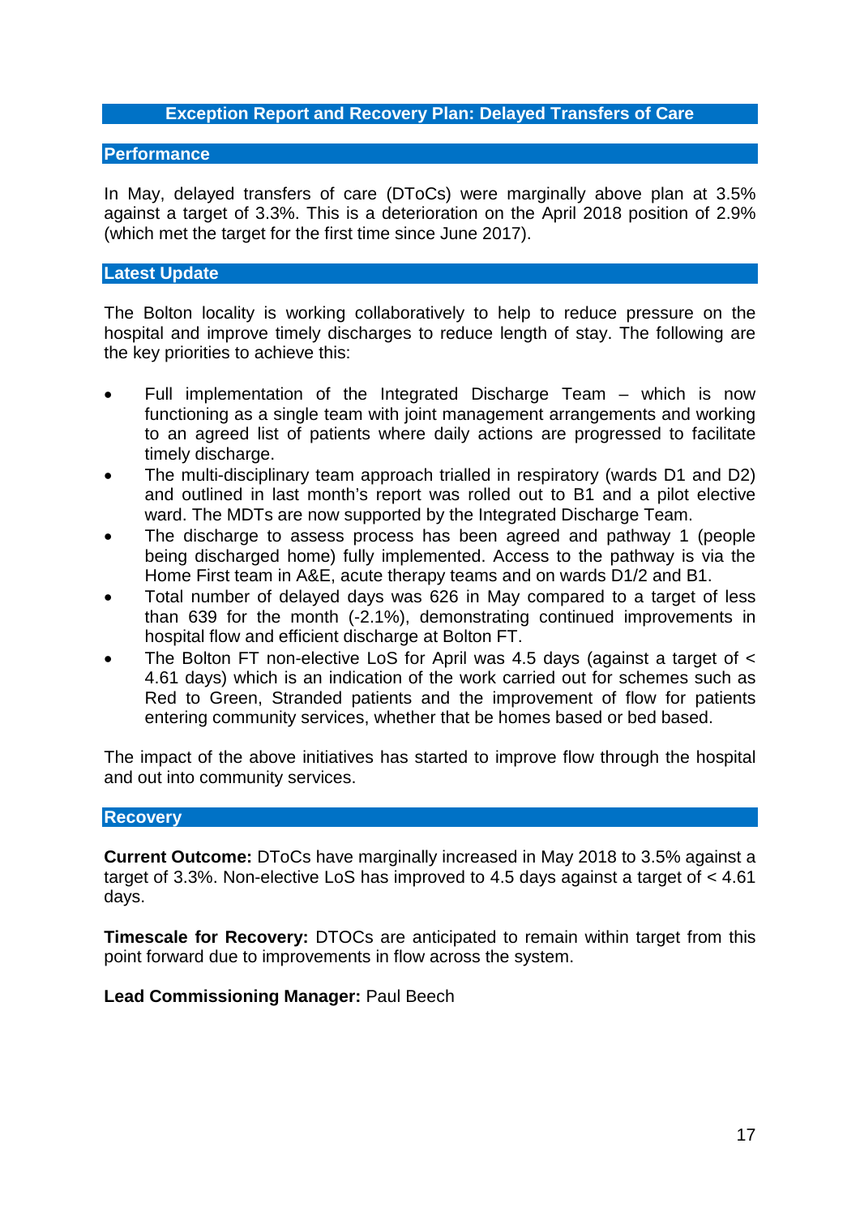## Exception Report and Recovery Plan: Delayed Transfers of Care

### Performance

In May, delayed transfers of care (DToCs) were marginally above plan at 3.5% against a target of 3.3%. This is a deterioration on the April 2018 position of 2.9% (which met the target for the first time since June 2017).

### Latest Update

The Bolton locality is working collaboratively to help to reduce pressure on the hospital and improve timely discharges to reduce length of stay. The following are the key priorities to achieve this:

- Full implementation of the Integrated Discharge Team – which is now functioning as a single team with joint management arrangements and working to an agreed list of patients where daily actions are progressed to facilitate timely discharge.
- The multi-disciplinary team approach trialled in respiratory (wards D1 and D2) and outlined in last month's report was rolled out to B1 and a pilot elective ward. The MDTs are now supported by the Integrated Discharge Team.
- The discharge to assess process has been agreed and pathway 1 (people being discharged home) fully implemented. Access to the pathway is via the Home First team in A&E, acute therapy teams and on wards D1/2 and B1.
- Total number of delayed days was 626 in May compared to a target of less than 639 for the month (-2.1%), demonstrating continued improvements in hospital flow and efficient discharge at Bolton FT.
- The Bolton FT non-elective LoS for April was 4.5 days (against a target of < 4.61 days) which is an indication of the work carried out for schemes such as Red to Green, Stranded patients and the improvement of flow for patients entering community services, whether that be homes based or bed based.

The impact of the above initiatives has started to improve flow through the hospital and out into community services.

### Recovery

**Current Outcome:** DToCs have marginally increased in May 2018 to 3.5% against a target of 3.3%. Non-elective LoS has improved to 4.5 days against a target of < 4.61 days.

**Timescale for Recovery:** DTOCs are anticipated to remain within target from this point forward due to improvements in flow across the system.

**Lead Commissioning Manager:** Paul Beech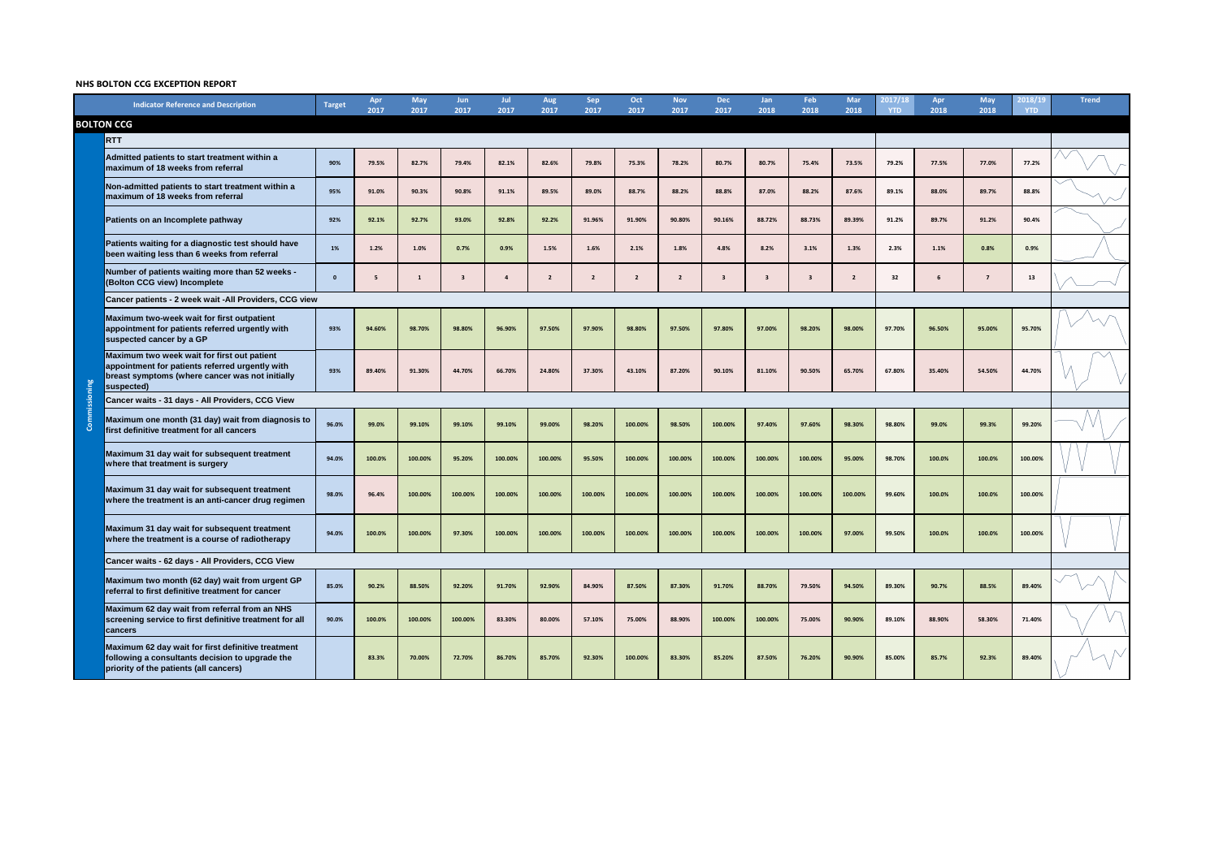**NHS BOLTON CCG EXCEPTION REPORT**

| | Indicator Reference and Description | Target | Apr 2017 | May 2017 | Jun 2017 | Jul 2017 | Aug 2017 | Sep 2017 | Oct 2017 | Nov 2017 | Dec 2017 | Jan 2018 | Feb 2018 | Mar 2018 | 2017/18 YTD | Apr 2018 | May 2018 | 2018/19 YTD | Trend |
|---|---|---|---|---|---|---|---|---|---|---|---|---|---|---|---|---|---|---|---|
| **BOLTON CCG** | | | | | | | | | | | | | | | | | | | |
| Commissioning | **RTT** | | | | | | | | | | | | | | | | | | |
| | Admitted patients to start treatment within a maximum of 18 weeks from referral | 90% | 79.5% | 82.7% | 79.4% | 82.1% | 82.6% | 79.8% | 75.3% | 78.2% | 80.7% | 80.7% | 75.4% | 73.5% | 79.2% | 77.5% | 77.0% | 77.2% | |
| | Non-admitted patients to start treatment within a maximum of 18 weeks from referral | 95% | 91.0% | 90.3% | 90.8% | 91.1% | 89.5% | 89.0% | 88.7% | 88.2% | 88.8% | 87.0% | 88.2% | 87.6% | 89.1% | 88.0% | 89.7% | 88.8% | |
| | Patients on an Incomplete pathway | 92% | 92.1% | 92.7% | 93.0% | 92.8% | 92.2% | 91.96% | 91.90% | 90.80% | 90.16% | 88.72% | 88.73% | 89.39% | 91.2% | 89.7% | 91.2% | 90.4% | |
| | Patients waiting for a diagnostic test should have been waiting less than 6 weeks from referral | 1% | 1.2% | 1.0% | 0.7% | 0.9% | 1.5% | 1.6% | 2.1% | 1.8% | 4.8% | 8.2% | 3.1% | 1.3% | 2.3% | 1.1% | 0.8% | 0.9% | |
| | Number of patients waiting more than 52 weeks - (Bolton CCG view) Incomplete | 0 | 5 | 1 | 3 | 4 | 2 | 2 | 2 | 2 | 3 | 3 | 3 | 2 | 32 | 6 | 7 | 13 | |
| | **Cancer patients - 2 week wait -All Providers, CCG view** | | | | | | | | | | | | | | | | | | |
| | Maximum two-week wait for first outpatient appointment for patients referred urgently with suspected cancer by a GP | 93% | 94.60% | 98.70% | 98.80% | 96.90% | 97.50% | 97.90% | 98.80% | 97.50% | 97.80% | 97.00% | 98.20% | 98.00% | 97.70% | 96.50% | 95.00% | 95.70% | |
| | Maximum two week wait for first out patient appointment for patients referred urgently with breast symptoms (where cancer was not initially suspected) | 93% | 89.40% | 91.30% | 44.70% | 66.70% | 24.80% | 37.30% | 43.10% | 87.20% | 90.10% | 81.10% | 90.50% | 65.70% | 67.80% | 35.40% | 54.50% | 44.70% | |
| | **Cancer waits - 31 days - All Providers, CCG View** | | | | | | | | | | | | | | | | | | |
| | Maximum one month (31 day) wait from diagnosis to first definitive treatment for all cancers | 96.0% | 99.0% | 99.10% | 99.10% | 99.10% | 99.00% | 98.20% | 100.00% | 98.50% | 100.00% | 97.40% | 97.60% | 98.30% | 98.80% | 99.0% | 99.3% | 99.20% | |
| | Maximum 31 day wait for subsequent treatment where that treatment is surgery | 94.0% | 100.0% | 100.00% | 95.20% | 100.00% | 100.00% | 95.50% | 100.00% | 100.00% | 100.00% | 100.00% | 100.00% | 95.00% | 98.70% | 100.0% | 100.0% | 100.00% | |
| | Maximum 31 day wait for subsequent treatment where the treatment is an anti-cancer drug regimen | 98.0% | 96.4% | 100.00% | 100.00% | 100.00% | 100.00% | 100.00% | 100.00% | 100.00% | 100.00% | 100.00% | 100.00% | 100.00% | 99.60% | 100.0% | 100.0% | 100.00% | |
| | Maximum 31 day wait for subsequent treatment where the treatment is a course of radiotherapy | 94.0% | 100.0% | 100.00% | 97.30% | 100.00% | 100.00% | 100.00% | 100.00% | 100.00% | 100.00% | 100.00% | 100.00% | 97.00% | 99.50% | 100.0% | 100.0% | 100.00% | |
| | **Cancer waits - 62 days - All Providers, CCG View** | | | | | | | | | | | | | | | | | | |
| | Maximum two month (62 day) wait from urgent GP referral to first definitive treatment for cancer | 85.0% | 90.2% | 88.50% | 92.20% | 91.70% | 92.90% | 84.90% | 87.50% | 87.30% | 91.70% | 88.70% | 79.50% | 94.50% | 89.30% | 90.7% | 88.5% | 89.40% | |
| | Maximum 62 day wait from referral from an NHS screening service to first definitive treatment for all cancers | 90.0% | 100.0% | 100.00% | 100.00% | 83.30% | 80.00% | 57.10% | 75.00% | 88.90% | 100.00% | 100.00% | 75.00% | 90.90% | 89.10% | 88.90% | 58.30% | 71.40% | |
| | Maximum 62 day wait for first definitive treatment following a consultants decision to upgrade the priority of the patients (all cancers) | | 83.3% | 70.00% | 72.70% | 86.70% | 85.70% | 92.30% | 100.00% | 83.30% | 85.20% | 87.50% | 76.20% | 90.90% | 85.00% | 85.7% | 92.3% | 89.40% | |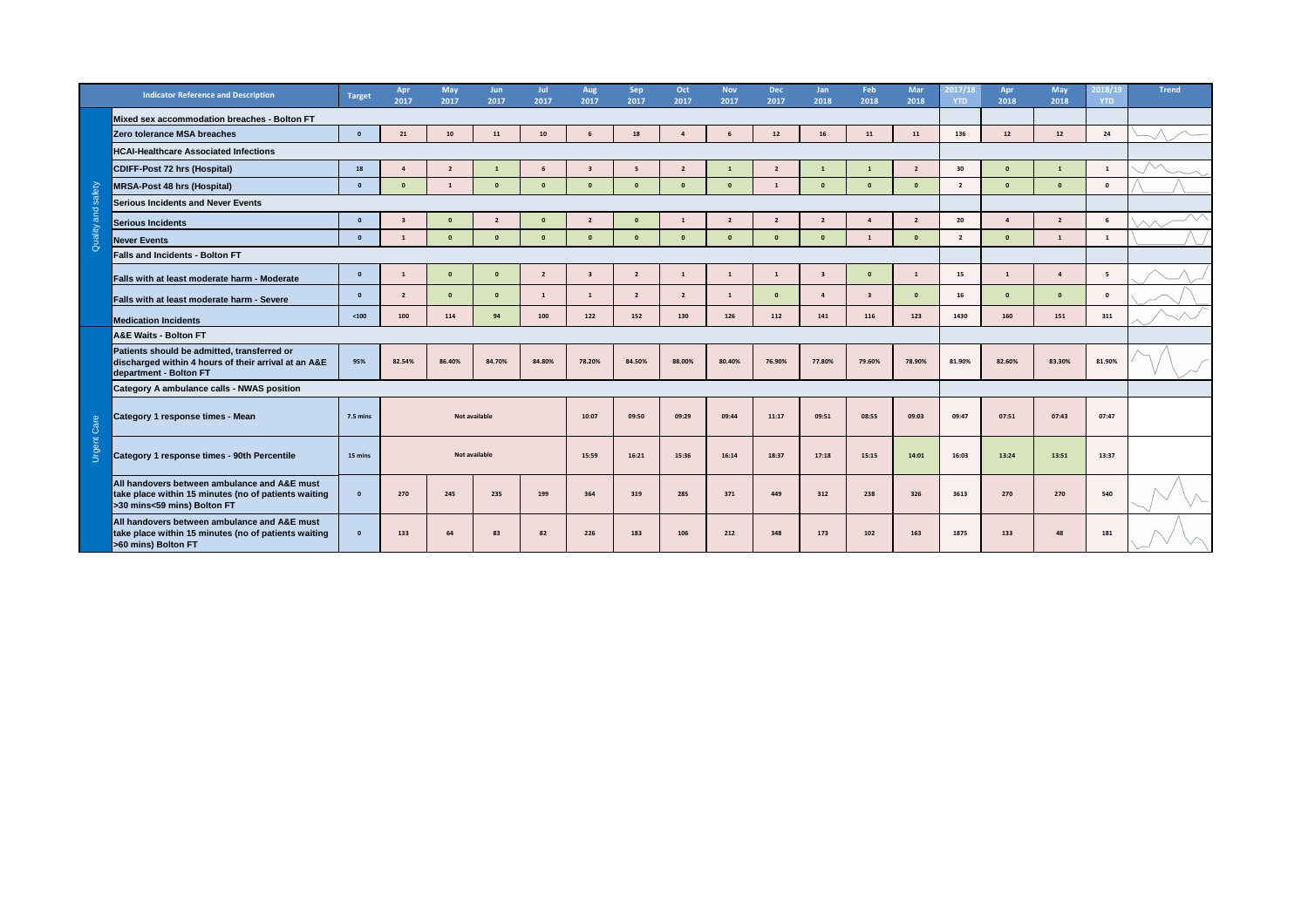| | Indicator Reference and Description | Target | Apr 2017 | May 2017 | Jun 2017 | Jul 2017 | Aug 2017 | Sep 2017 | Oct 2017 | Nov 2017 | Dec 2017 | Jan 2018 | Feb 2018 | Mar 2018 | 2017/18 YTD | Apr 2018 | May 2018 | 2018/19 YTD | Trend |
|---|---|---|---|---|---|---|---|---|---|---|---|---|---|---|---|---|---|---|---|
| Quality and safety | **Mixed sex accommodation breaches - Bolton FT** | | | | | | | | | | | | | | | | | | |
| | **Zero tolerance MSA breaches** | 0 | 21 | 10 | 11 | 10 | 6 | 18 | 4 | 6 | 12 | 16 | 11 | 11 | 136 | 12 | 12 | 24 | |
| | **HCAI-Healthcare Associated Infections** | | | | | | | | | | | | | | | | | | |
| | **CDIFF-Post 72 hrs (Hospital)** | 18 | 4 | 2 | 1 | 6 | 3 | 5 | 2 | 1 | 2 | 1 | 1 | 2 | 30 | 0 | 1 | 1 | |
| | **MRSA-Post 48 hrs (Hospital)** | 0 | 0 | 1 | 0 | 0 | 0 | 0 | 0 | 0 | 1 | 0 | 0 | 0 | 2 | 0 | 0 | 0 | |
| | **Serious Incidents and Never Events** | | | | | | | | | | | | | | | | | | |
| | **Serious Incidents** | 0 | 3 | 0 | 2 | 0 | 2 | 0 | 1 | 2 | 2 | 2 | 4 | 2 | 20 | 4 | 2 | 6 | |
| | **Never Events** | 0 | 1 | 0 | 0 | 0 | 0 | 0 | 0 | 0 | 0 | 0 | 1 | 0 | 2 | 0 | 1 | 1 | |
| | **Falls and Incidents - Bolton FT** | | | | | | | | | | | | | | | | | | |
| | **Falls with at least moderate harm - Moderate** | 0 | 1 | 0 | 0 | 2 | 3 | 2 | 1 | 1 | 1 | 3 | 0 | 1 | 15 | 1 | 4 | 5 | |
| | **Falls with at least moderate harm - Severe** | 0 | 2 | 0 | 0 | 1 | 1 | 2 | 2 | 1 | 0 | 4 | 3 | 0 | 16 | 0 | 0 | 0 | |
| | **Medication Incidents** | <100 | 100 | 114 | 94 | 100 | 122 | 152 | 130 | 126 | 112 | 141 | 116 | 123 | 1430 | 160 | 151 | 311 | |
| Urgent Care | **A&E Waits - Bolton FT** | | | | | | | | | | | | | | | | | | |
| | **Patients should be admitted, transferred or discharged within 4 hours of their arrival at an A&E department - Bolton FT** | 95% | 82.54% | 86.40% | 84.70% | 84.80% | 78.20% | 84.50% | 88.00% | 80.40% | 76.90% | 77.80% | 79.60% | 78.90% | 81.90% | 82.60% | 83.30% | 81.90% | |
| | **Category A ambulance calls - NWAS position** | | | | | | | | | | | | | | | | | | |
| | **Category 1 response times - Mean** | 7.5 mins | Not available | | | | 10:07 | 09:50 | 09:29 | 09:44 | 11:17 | 09:51 | 08:55 | 09:03 | 09:47 | 07:51 | 07:43 | 07:47 | |
| | **Category 1 response times - 90th Percentile** | 15 mins | Not available | | | | 15:59 | 16:21 | 15:36 | 16:14 | 18:37 | 17:18 | 15:15 | 14:01 | 16:03 | 13:24 | 13:51 | 13:37 | |
| | **All handovers between ambulance and A&E must take place within 15 minutes (no of patients waiting >30 mins<59 mins) Bolton FT** | 0 | 270 | 245 | 235 | 199 | 364 | 319 | 285 | 371 | 449 | 312 | 238 | 326 | 3613 | 270 | 270 | 540 | |
| | **All handovers between ambulance and A&E must take place within 15 minutes (no of patients waiting >60 mins) Bolton FT** | 0 | 133 | 64 | 83 | 82 | 226 | 183 | 106 | 212 | 348 | 173 | 102 | 163 | 1875 | 133 | 48 | 181 | |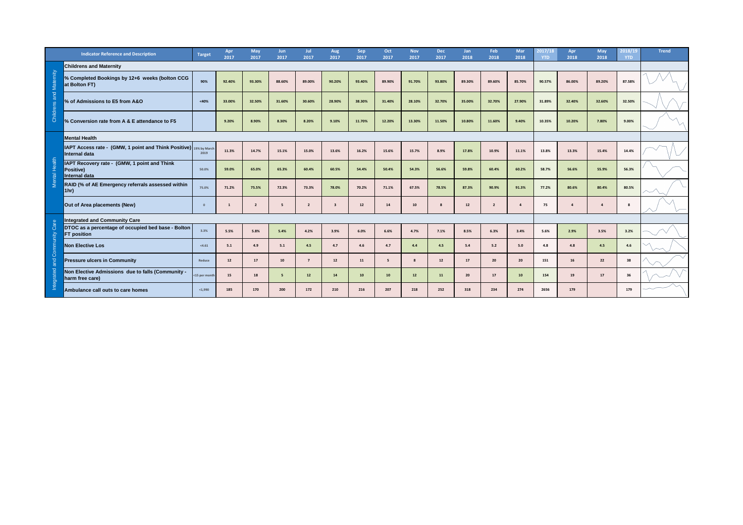| | Indicator Reference and Description | Target | Apr 2017 | May 2017 | Jun 2017 | Jul 2017 | Aug 2017 | Sep 2017 | Oct 2017 | Nov 2017 | Dec 2017 | Jan 2018 | Feb 2018 | Mar 2018 | 2017/18 YTD | Apr 2018 | May 2018 | 2018/19 YTD | Trend |
|---|---|---|---|---|---|---|---|---|---|---|---|---|---|---|---|---|---|---|---|
| Childrens and Maternity | **Childrens and Maternity** | | | | | | | | | | | | | | | | | | |
| | **% Completed Bookings by 12+6 weeks (bolton CCG at Bolton FT)** | 90% | 92.40% | 93.30% | 88.60% | 89.00% | 90.20% | 93.40% | 89.90% | 91.70% | 93.80% | 89.30% | 89.60% | 85.70% | 90.57% | 86.00% | 89.20% | 87.58% | |
| | **% of Admissions to E5 from A&O** | <40% | 33.00% | 32.50% | 31.60% | 30.60% | 28.90% | 38.30% | 31.40% | 28.10% | 32.70% | 35.00% | 32.70% | 27.90% | 31.89% | 32.40% | 32.60% | 32.50% | |
| | **% Conversion rate from A & E attendance to F5** | | 9.20% | 8.90% | 8.30% | 8.20% | 9.10% | 11.70% | 12.20% | 13.30% | 11.50% | 10.80% | 11.60% | 9.40% | 10.35% | 10.20% | 7.80% | 9.00% | |
| Mental Health | **Mental Health** | | | | | | | | | | | | | | | | | | |
| | **IAPT Access rate - (GMW, 1 point and Think Positive) Internal data** | 19% by March 2019 | 11.3% | 14.7% | 15.1% | 15.0% | 13.6% | 16.2% | 15.6% | 15.7% | 8.9% | 17.8% | 10.9% | 11.1% | 13.8% | 13.3% | 15.4% | 14.4% | |
| | **IAPT Recovery rate - (GMW, 1 point and Think Positive) Internal data** | 50.0% | 59.0% | 65.0% | 65.3% | 60.4% | 60.5% | 54.4% | 50.4% | 54.3% | 56.6% | 59.8% | 60.4% | 60.2% | 58.7% | 56.6% | 55.9% | 56.3% | |
| | **RAID (% of AE Emergency referrals assessed within 1hr)** | 75.0% | 71.2% | 75.5% | 72.3% | 73.3% | 78.0% | 70.2% | 71.1% | 67.5% | 78.5% | 87.3% | 90.9% | 91.3% | 77.2% | 80.6% | 80.4% | 80.5% | |
| | **Out of Area placements (New)** | 0 | 1 | 2 | 5 | 2 | 3 | 12 | 14 | 10 | 8 | 12 | 2 | 4 | 75 | 4 | 4 | 8 | |
| Integrated and Community Care | **Integrated and Community Care** | | | | | | | | | | | | | | | | | | |
| | **DTOC as a percentage of occupied bed base - Bolton FT position** | 3.3% | 5.5% | 5.8% | 5.4% | 4.2% | 3.9% | 6.0% | 6.6% | 4.7% | 7.1% | 8.5% | 6.3% | 3.4% | 5.6% | 2.9% | 3.5% | 3.2% | |
| | **Non Elective Los** | <4.61 | 5.1 | 4.9 | 5.1 | 4.5 | 4.7 | 4.6 | 4.7 | 4.4 | 4.5 | 5.4 | 5.2 | 5.0 | 4.8 | 4.8 | 4.5 | 4.6 | |
| | **Pressure ulcers in Community** | Reduce | 12 | 17 | 10 | 7 | 12 | 11 | 5 | 8 | 12 | 17 | 20 | 20 | 151 | 16 | 22 | 38 | |
| | **Non Elective Admissions due to falls (Community - harm free care)** | <15 per month | 15 | 18 | 5 | 12 | 14 | 10 | 10 | 12 | 11 | 20 | 17 | 10 | 154 | 19 | 17 | 36 | |
| | **Ambulance call outs to care homes** | <1,990 | 185 | 170 | 200 | 172 | 210 | 216 | 207 | 218 | 252 | 318 | 234 | 274 | 2656 | 179 | | 179 | |